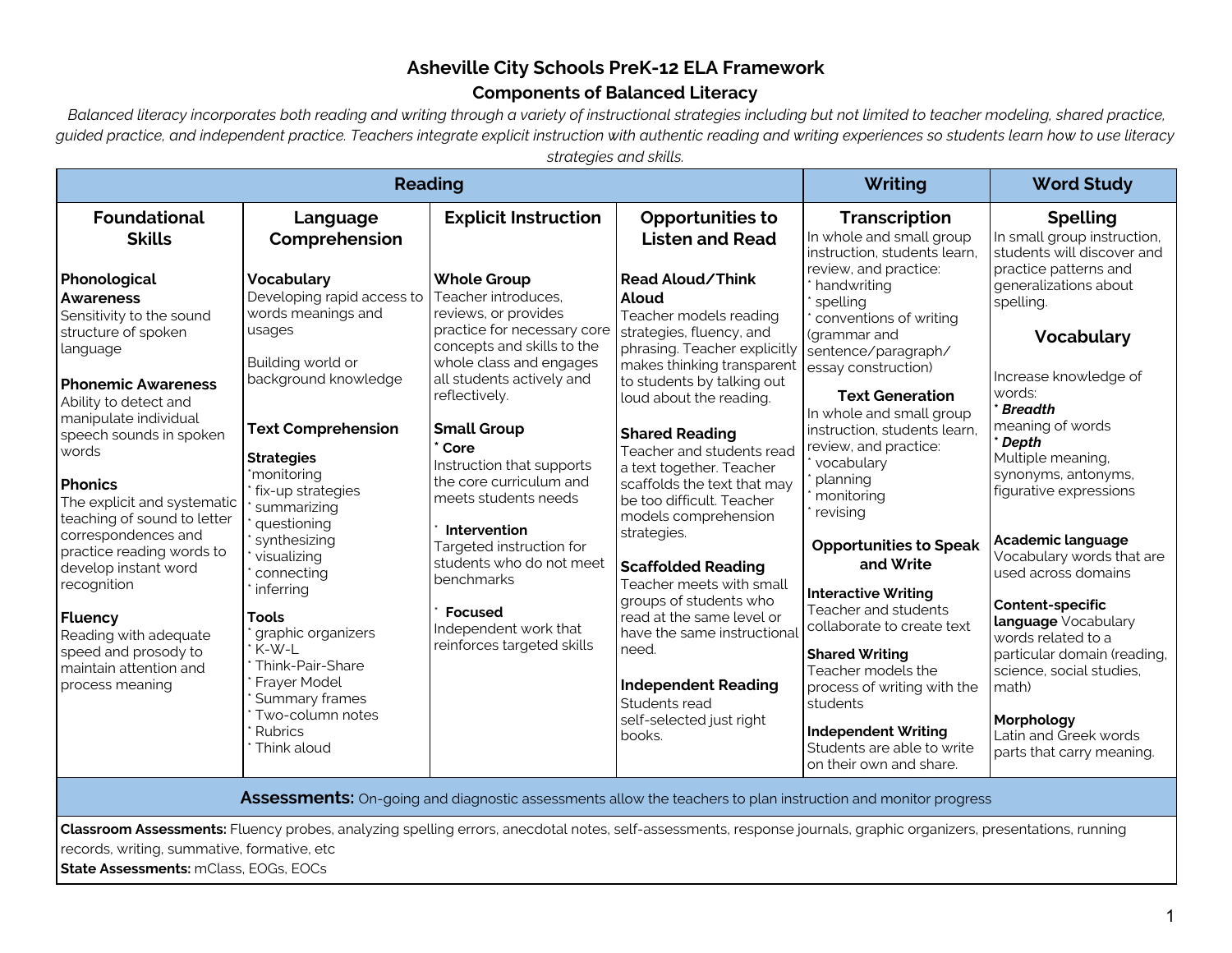# Asheville City Schools PreK-12 ELA Framework

## Components of Balanced Literacy

*Balanced literacy incorporates both reading and writing through a variety of instructional strategies including but not limited to teacher modeling, shared practice, guided practice, and independent practice. Teachers integrate explicit instruction with authentic reading and writing experiences so students learn how to use literacy strategies and skills.*

| Reading | | | | Writing | Word Study |
|---|---|---|---|---|---|
| **Foundational Skills** | **Language Comprehension** | **Explicit Instruction** | **Opportunities to Listen and Read** | **Transcription** | **Spelling** |
| **Phonological Awareness**<br>Sensitivity to the sound structure of spoken language<br><br>**Phonemic Awareness**<br>Ability to detect and manipulate individual speech sounds in spoken words<br><br>**Phonics**<br>The explicit and systematic teaching of sound to letter correspondences and practice reading words to develop instant word recognition<br><br>**Fluency**<br>Reading with adequate speed and prosody to maintain attention and process meaning | **Vocabulary**<br>Developing rapid access to words meanings and usages<br><br>Building world or background knowledge<br><br>**Text Comprehension**<br><br>**Strategies**<br>* monitoring<br>* fix-up strategies<br>* summarizing<br>* questioning<br>* synthesizing<br>* visualizing<br>* connecting<br>* inferring<br><br>**Tools**<br>* graphic organizers<br>* K-W-L<br>* Think-Pair-Share<br>* Frayer Model<br>* Summary frames<br>* Two-column notes<br>* Rubrics<br>* Think aloud | **Whole Group**<br>Teacher introduces, reviews, or provides practice for necessary core concepts and skills to the whole class and engages all students actively and reflectively.<br><br>**Small Group**<br>* **Core**<br>Instruction that supports the core curriculum and meets students needs<br><br>* **Intervention**<br>Targeted instruction for students who do not meet benchmarks<br><br>* **Focused**<br>Independent work that reinforces targeted skills | **Read Aloud/Think Aloud**<br>Teacher models reading strategies, fluency, and phrasing. Teacher explicitly makes thinking transparent to students by talking out loud about the reading.<br><br>**Shared Reading**<br>Teacher and students read a text together. Teacher scaffolds the text that may be too difficult. Teacher models comprehension strategies.<br><br>**Scaffolded Reading**<br>Teacher meets with small groups of students who read at the same level or have the same instructional need.<br><br>**Independent Reading**<br>Students read self-selected just right books. | In whole and small group instruction, students learn, review, and practice:<br>* handwriting<br>* spelling<br>* conventions of writing (grammar and sentence/paragraph/ essay construction)<br><br>**Text Generation**<br>In whole and small group instruction, students learn, review, and practice:<br>* vocabulary<br>* planning<br>* monitoring<br>* revising<br><br>**Opportunities to Speak and Write**<br><br>**Interactive Writing**<br>Teacher and students collaborate to create text<br><br>**Shared Writing**<br>Teacher models the process of writing with the students<br><br>**Independent Writing**<br>Students are able to write on their own and share. | In small group instruction, students will discover and practice patterns and generalizations about spelling.<br><br>**Vocabulary**<br><br>Increase knowledge of words:<br>* ***Breadth***<br>meaning of words<br>* ***Depth***<br>Multiple meaning, synonyms, antonyms, figurative expressions<br><br>**Academic language**<br>Vocabulary words that are used across domains<br><br>**Content-specific language** Vocabulary words related to a particular domain (reading, science, social studies, math)<br><br>**Morphology**<br>Latin and Greek words parts that carry meaning. |

**Assessments:** On-going and diagnostic assessments allow the teachers to plan instruction and monitor progress

**Classroom Assessments:** Fluency probes, analyzing spelling errors, anecdotal notes, self-assessments, response journals, graphic organizers, presentations, running records, writing, summative, formative, etc

**State Assessments:** mClass, EOGs, EOCs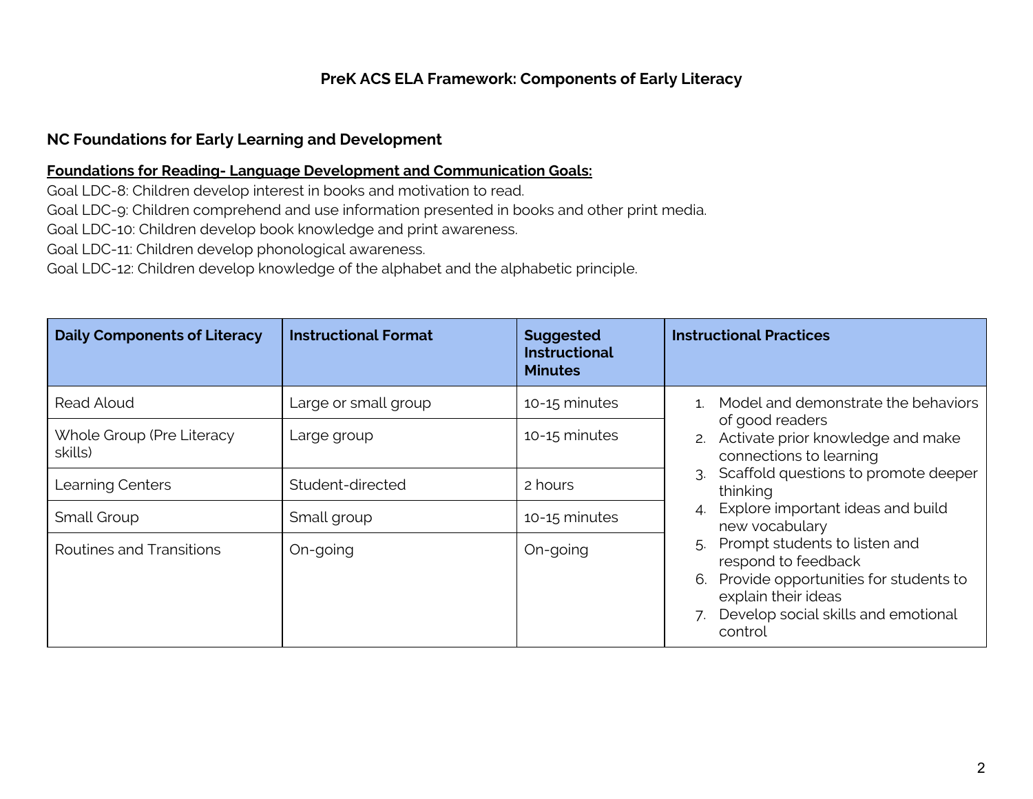# PreK ACS ELA Framework: Components of Early Literacy

## NC Foundations for Early Learning and Development

**Foundations for Reading- Language Development and Communication Goals:**

Goal LDC-8: Children develop interest in books and motivation to read.
Goal LDC-9: Children comprehend and use information presented in books and other print media.
Goal LDC-10: Children develop book knowledge and print awareness.
Goal LDC-11: Children develop phonological awareness.
Goal LDC-12: Children develop knowledge of the alphabet and the alphabetic principle.

| Daily Components of Literacy | Instructional Format | Suggested Instructional Minutes | Instructional Practices |
|---|---|---|---|
| Read Aloud | Large or small group | 10-15 minutes | 1. Model and demonstrate the behaviors of good readers<br>2. Activate prior knowledge and make connections to learning<br>3. Scaffold questions to promote deeper thinking<br>4. Explore important ideas and build new vocabulary<br>5. Prompt students to listen and respond to feedback<br>6. Provide opportunities for students to explain their ideas<br>7. Develop social skills and emotional control |
| Whole Group (Pre Literacy skills) | Large group | 10-15 minutes | |
| Learning Centers | Student-directed | 2 hours | |
| Small Group | Small group | 10-15 minutes | |
| Routines and Transitions | On-going | On-going | |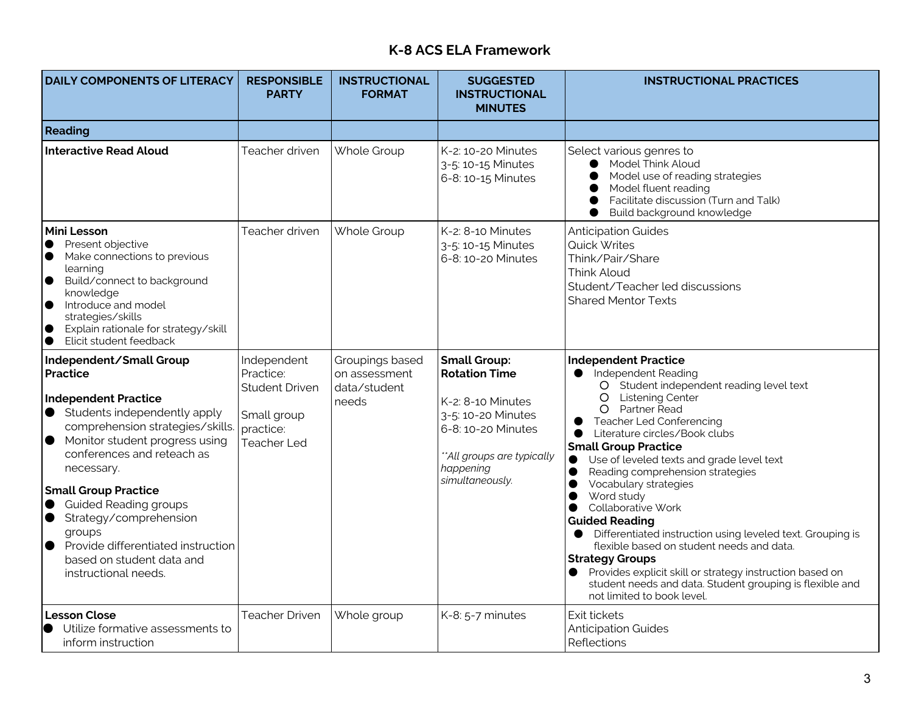# K-8 ACS ELA Framework

| DAILY COMPONENTS OF LITERACY | RESPONSIBLE PARTY | INSTRUCTIONAL FORMAT | SUGGESTED INSTRUCTIONAL MINUTES | INSTRUCTIONAL PRACTICES |
|---|---|---|---|---|
| **Reading** | | | | |
| **Interactive Read Aloud** | Teacher driven | Whole Group | K-2: 10-20 Minutes<br>3-5: 10-15 Minutes<br>6-8: 10-15 Minutes | Select various genres to<br>● Model Think Aloud<br>● Model use of reading strategies<br>● Model fluent reading<br>● Facilitate discussion (Turn and Talk)<br>● Build background knowledge |
| **Mini Lesson**<br>● Present objective<br>● Make connections to previous learning<br>● Build/connect to background knowledge<br>● Introduce and model strategies/skills<br>● Explain rationale for strategy/skill<br>● Elicit student feedback | Teacher driven | Whole Group | K-2: 8-10 Minutes<br>3-5: 10-15 Minutes<br>6-8: 10-20 Minutes | Anticipation Guides<br>Quick Writes<br>Think/Pair/Share<br>Think Aloud<br>Student/Teacher led discussions<br>Shared Mentor Texts |
| **Independent/Small Group Practice**<br><br>**Independent Practice**<br>● Students independently apply comprehension strategies/skills.<br>● Monitor student progress using conferences and reteach as necessary.<br><br>**Small Group Practice**<br>● Guided Reading groups<br>● Strategy/comprehension groups<br>● Provide differentiated instruction based on student data and instructional needs. | Independent Practice: Student Driven<br><br>Small group practice: Teacher Led | Groupings based on assessment data/student needs | **Small Group: Rotation Time**<br><br>K-2: 8-10 Minutes<br>3-5: 10-20 Minutes<br>6-8: 10-20 Minutes<br><br>*\*\*All groups are typically happening simultaneously.* | **Independent Practice**<br>● Independent Reading<br>　○ Student independent reading level text<br>　○ Listening Center<br>　○ Partner Read<br>● Teacher Led Conferencing<br>● Literature circles/Book clubs<br>**Small Group Practice**<br>● Use of leveled texts and grade level text<br>● Reading comprehension strategies<br>● Vocabulary strategies<br>● Word study<br>● Collaborative Work<br>**Guided Reading**<br>● Differentiated instruction using leveled text. Grouping is flexible based on student needs and data.<br>**Strategy Groups**<br>● Provides explicit skill or strategy instruction based on student needs and data. Student grouping is flexible and not limited to book level. |
| **Lesson Close**<br>● Utilize formative assessments to inform instruction | Teacher Driven | Whole group | K-8: 5-7 minutes | Exit tickets<br>Anticipation Guides<br>Reflections |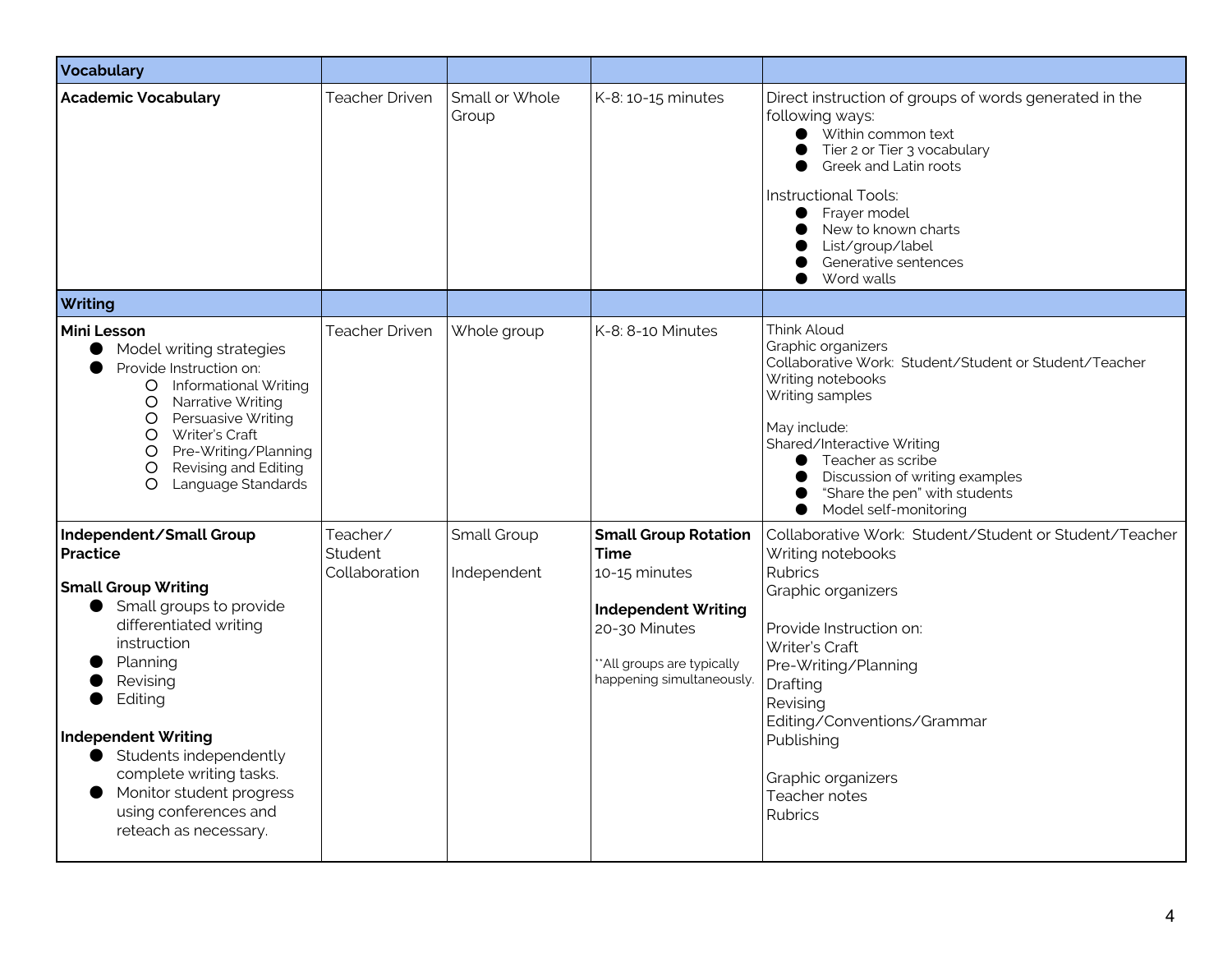| | | | | |
|---|---|---|---|---|
| **Vocabulary** | | | | |
| **Academic Vocabulary** | Teacher Driven | Small or Whole Group | K-8: 10-15 minutes | Direct instruction of groups of words generated in the following ways:<br>● Within common text<br>● Tier 2 or Tier 3 vocabulary<br>● Greek and Latin roots<br><br>Instructional Tools:<br>● Frayer model<br>● New to known charts<br>● List/group/label<br>● Generative sentences<br>● Word walls |
| **Writing** | | | | |
| **Mini Lesson**<br>● Model writing strategies<br>● Provide Instruction on:<br>○ Informational Writing<br>○ Narrative Writing<br>○ Persuasive Writing<br>○ Writer's Craft<br>○ Pre-Writing/Planning<br>○ Revising and Editing<br>○ Language Standards | Teacher Driven | Whole group | K-8: 8-10 Minutes | Think Aloud<br>Graphic organizers<br>Collaborative Work: Student/Student or Student/Teacher<br>Writing notebooks<br>Writing samples<br><br>May include:<br>Shared/Interactive Writing<br>● Teacher as scribe<br>● Discussion of writing examples<br>● "Share the pen" with students<br>● Model self-monitoring |
| **Independent/Small Group Practice**<br><br>**Small Group Writing**<br>● Small groups to provide differentiated writing instruction<br>● Planning<br>● Revising<br>● Editing<br><br>**Independent Writing**<br>● Students independently complete writing tasks.<br>● Monitor student progress using conferences and reteach as necessary. | Teacher/ Student Collaboration | Small Group<br><br>Independent | **Small Group Rotation Time**<br>10-15 minutes<br><br>**Independent Writing**<br>20-30 Minutes<br><br>**All groups are typically happening simultaneously. | Collaborative Work: Student/Student or Student/Teacher<br>Writing notebooks<br>Rubrics<br>Graphic organizers<br><br>Provide Instruction on:<br>Writer's Craft<br>Pre-Writing/Planning<br>Drafting<br>Revising<br>Editing/Conventions/Grammar<br>Publishing<br><br>Graphic organizers<br>Teacher notes<br>Rubrics |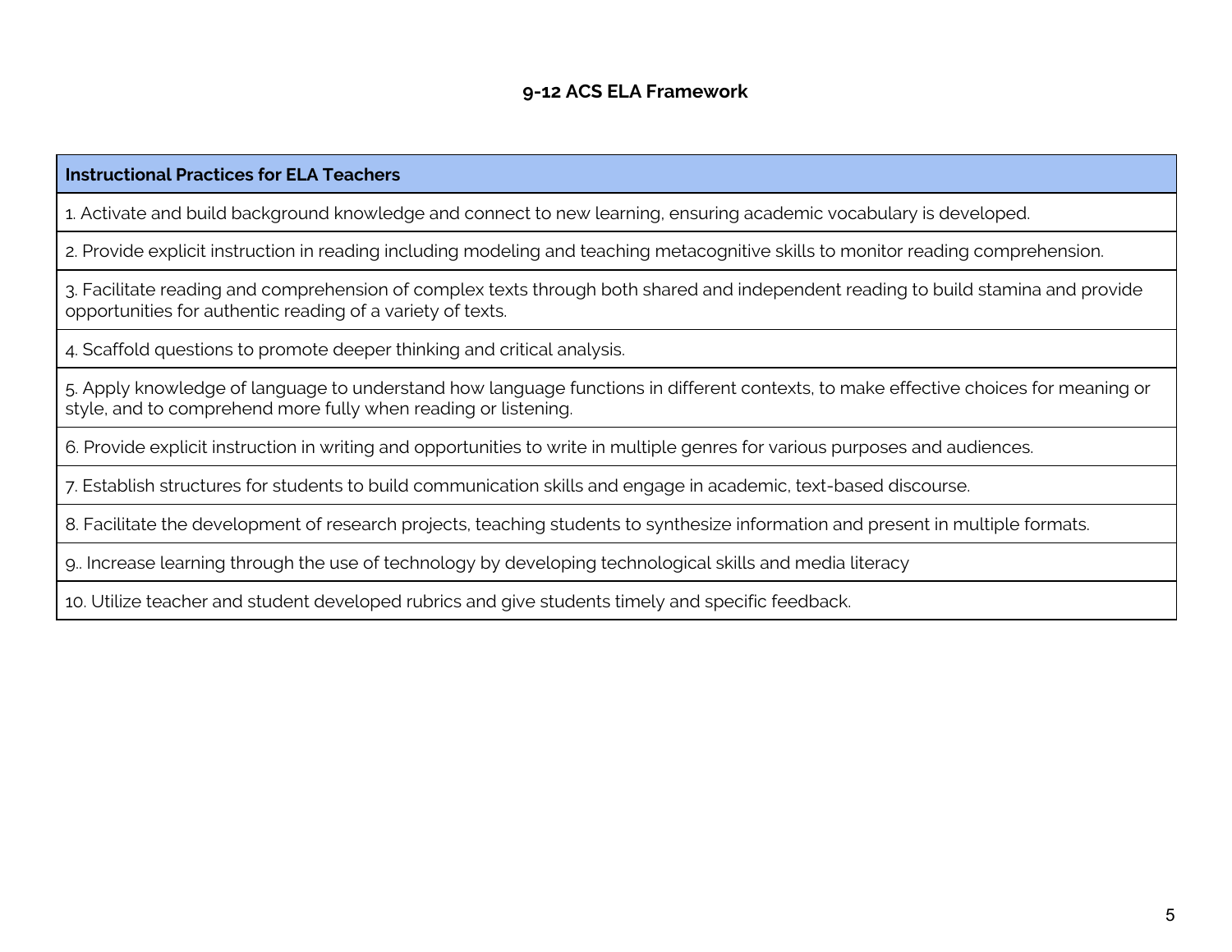# 9-12 ACS ELA Framework

| Instructional Practices for ELA Teachers |
| --- |
| 1. Activate and build background knowledge and connect to new learning, ensuring academic vocabulary is developed. |
| 2. Provide explicit instruction in reading including modeling and teaching metacognitive skills to monitor reading comprehension. |
| 3. Facilitate reading and comprehension of complex texts through both shared and independent reading to build stamina and provide opportunities for authentic reading of a variety of texts. |
| 4. Scaffold questions to promote deeper thinking and critical analysis. |
| 5. Apply knowledge of language to understand how language functions in different contexts, to make effective choices for meaning or style, and to comprehend more fully when reading or listening. |
| 6. Provide explicit instruction in writing and opportunities to write in multiple genres for various purposes and audiences. |
| 7. Establish structures for students to build communication skills and engage in academic, text-based discourse. |
| 8. Facilitate the development of research projects, teaching students to synthesize information and present in multiple formats. |
| 9.. Increase learning through the use of technology by developing technological skills and media literacy |
| 10. Utilize teacher and student developed rubrics and give students timely and specific feedback. |